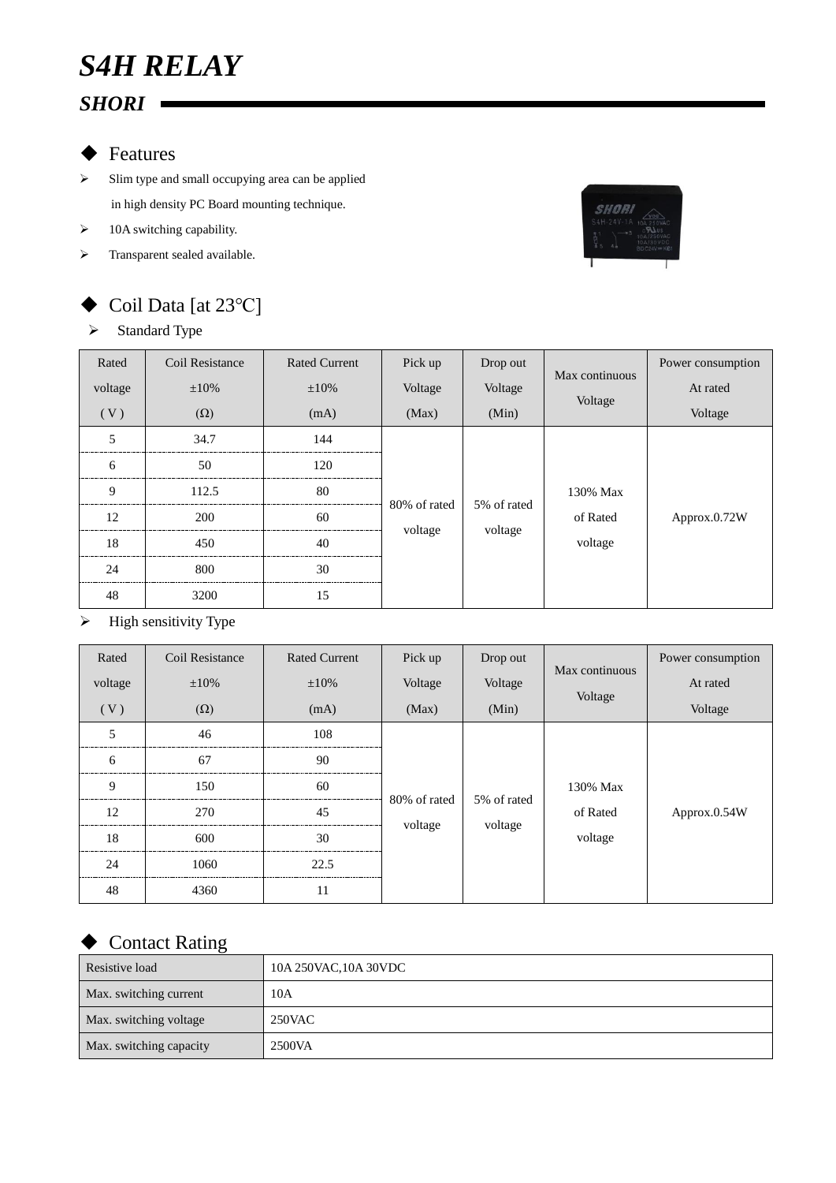# S4H RELAY

## SHORI

### Features

- Slim type and small occupying area can be applied in high density PC Board mounting technique.
- 10A switching capability.
- Transparent sealed available.

### Coil Data [at 23℃]

- Standard Type

| Rated voltage ( V ) | Coil Resistance ±10% (Ω) | Rated Current ±10% (mA) | Pick up Voltage (Max) | Drop out Voltage (Min) | Max continuous Voltage | Power consumption At rated Voltage |
|---|---|---|---|---|---|---|
| 5 | 34.7 | 144 | 80% of rated voltage | 5% of rated voltage | 130% Max of Rated voltage | Approx.0.72W |
| 6 | 50 | 120 | | | | |
| 9 | 112.5 | 80 | | | | |
| 12 | 200 | 60 | | | | |
| 18 | 450 | 40 | | | | |
| 24 | 800 | 30 | | | | |
| 48 | 3200 | 15 | | | | |

- High sensitivity Type

| Rated voltage ( V ) | Coil Resistance ±10% (Ω) | Rated Current ±10% (mA) | Pick up Voltage (Max) | Drop out Voltage (Min) | Max continuous Voltage | Power consumption At rated Voltage |
|---|---|---|---|---|---|---|
| 5 | 46 | 108 | 80% of rated voltage | 5% of rated voltage | 130% Max of Rated voltage | Approx.0.54W |
| 6 | 67 | 90 | | | | |
| 9 | 150 | 60 | | | | |
| 12 | 270 | 45 | | | | |
| 18 | 600 | 30 | | | | |
| 24 | 1060 | 22.5 | | | | |
| 48 | 4360 | 11 | | | | |

### Contact Rating

| | |
|---|---|
| Resistive load | 10A 250VAC,10A 30VDC |
| Max. switching current | 10A |
| Max. switching voltage | 250VAC |
| Max. switching capacity | 2500VA |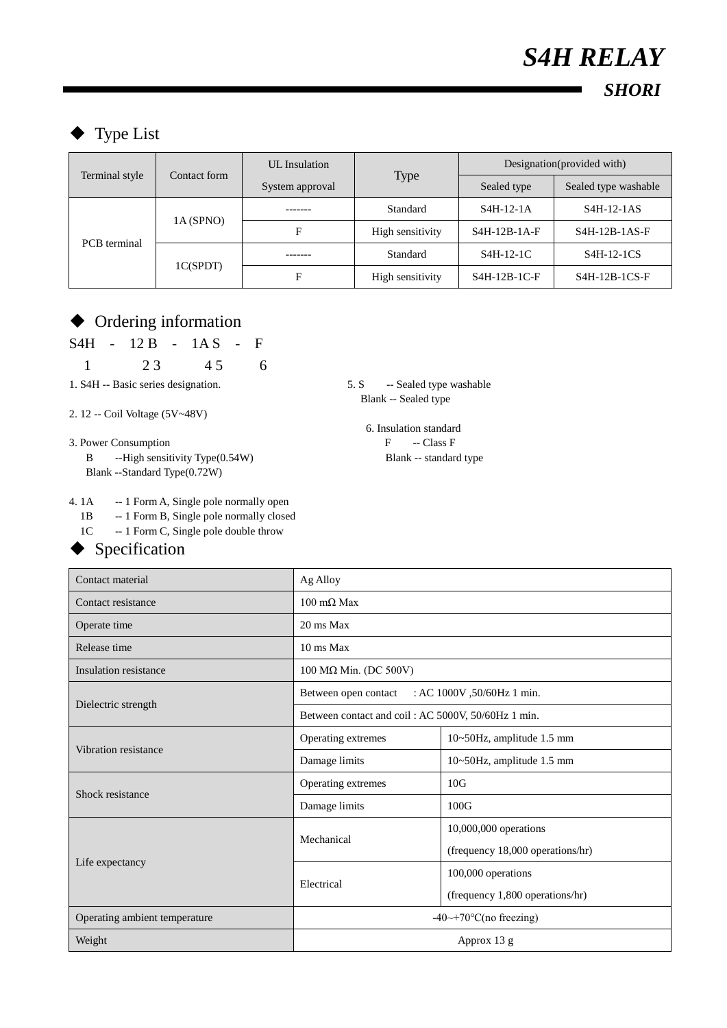# S4H RELAY

***SHORI***

## ◆ Type List

| Terminal style | Contact form | UL Insulation System approval | Type | Designation(provided with) | |
|---|---|---|---|---|---|
| | | | | Sealed type | Sealed type washable |
| PCB terminal | 1A (SPNO) | ------- | Standard | S4H-12-1A | S4H-12-1AS |
| | | F | High sensitivity | S4H-12B-1A-F | S4H-12B-1AS-F |
| | 1C(SPDT) | ------- | Standard | S4H-12-1C | S4H-12-1CS |
| | | F | High sensitivity | S4H-12B-1C-F | S4H-12B-1CS-F |

## ◆ Ordering information

S4H - 12 B - 1A S - F

1 2 3 4 5 6

1. S4H -- Basic series designation.

2. 12 -- Coil Voltage (5V~48V)

3. Power Consumption
   - B --High sensitivity Type(0.54W)
   - Blank --Standard Type(0.72W)

4. 1A -- 1 Form A, Single pole normally open
   - 1B -- 1 Form B, Single pole normally closed
   - 1C -- 1 Form C, Single pole double throw

5. S -- Sealed type washable
   - Blank -- Sealed type

6. Insulation standard
   - F -- Class F
   - Blank -- standard type

## ◆ Specification

| Contact material | Ag Alloy | |
|---|---|---|
| Contact resistance | 100 mΩ Max | |
| Operate time | 20 ms Max | |
| Release time | 10 ms Max | |
| Insulation resistance | 100 MΩ Min. (DC 500V) | |
| Dielectric strength | Between open contact : AC 1000V ,50/60Hz 1 min. | |
| | Between contact and coil : AC 5000V, 50/60Hz 1 min. | |
| Vibration resistance | Operating extremes | 10~50Hz, amplitude 1.5 mm |
| | Damage limits | 10~50Hz, amplitude 1.5 mm |
| Shock resistance | Operating extremes | 10G |
| | Damage limits | 100G |
| Life expectancy | Mechanical | 10,000,000 operations (frequency 18,000 operations/hr) |
| | Electrical | 100,000 operations (frequency 1,800 operations/hr) |
| Operating ambient temperature | -40~+70℃(no freezing) | |
| Weight | Approx 13 g | |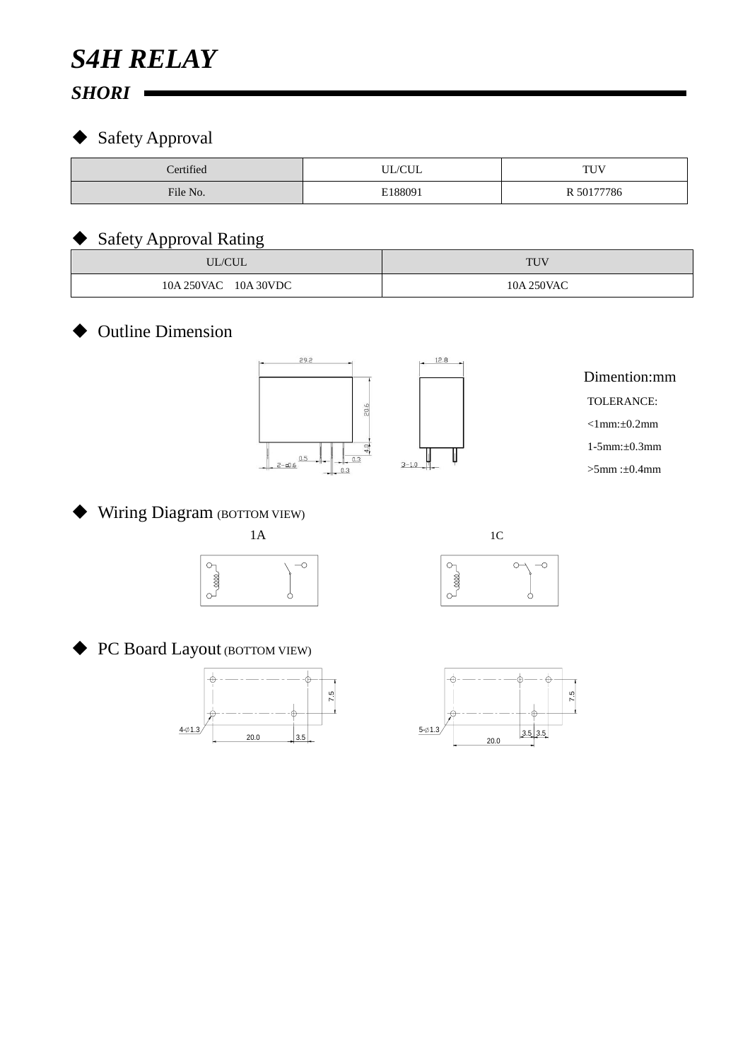# *S4H RELAY*

***SHORI***

## ◆ Safety Approval

| Certified | UL/CUL | TUV |
|---|---|---|
| File No. | E188091 | R 50177786 |

## ◆ Safety Approval Rating

| UL/CUL | TUV |
|---|---|
| 10A 250VAC 10A 30VDC | 10A 250VAC |

## ◆ Outline Dimension

Dimention:mm

TOLERANCE:

<1mm:±0.2mm

1-5mm:±0.3mm

>5mm :±0.4mm

## ◆ Wiring Diagram (BOTTOM VIEW)

1A

1C

## ◆ PC Board Layout (BOTTOM VIEW)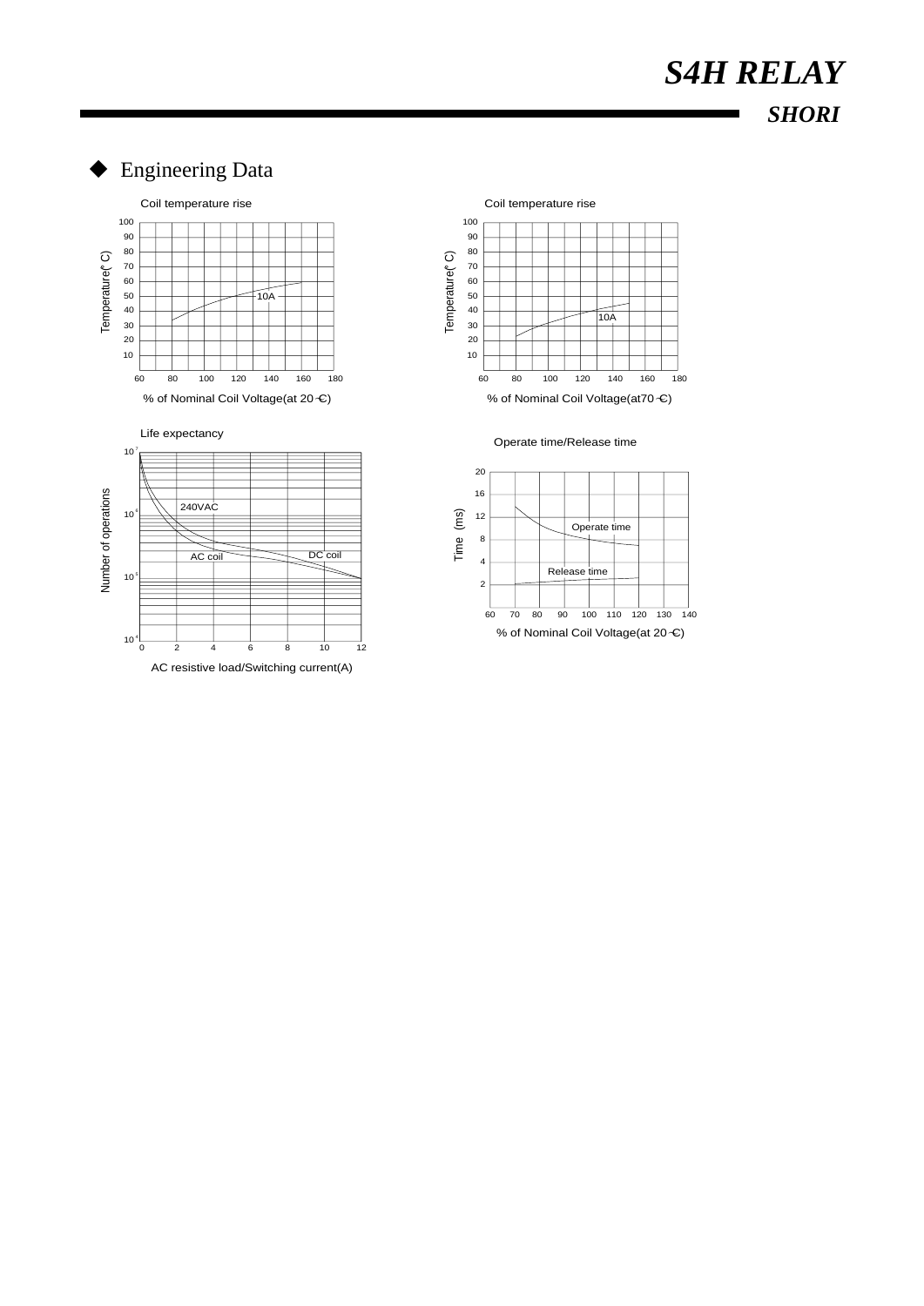# S4H RELAY

## ◆ Engineering Data

Coil temperature rise

Temperature(° C)

100
90
80
70
60
50
40
30
20
10

10A

60 80 100 120 140 160 180

% of Nominal Coil Voltage(at 20 ℃)

Coil temperature rise

Temperature(° C)

100
90
80
70
60
50
40
30
20
10

10A

60 80 100 120 140 160 180

% of Nominal Coil Voltage(at70 ℃)

Life expectancy

Number of operations

$10^7$

$10^6$

$10^5$

$10^4$

240VAC

AC coil

DC coil

0 2 4 6 8 10 12

AC resistive load/Switching current(A)

Operate time/Release time

Time (ms)

20
16
12
8
4
2

Operate time

Release time

60 70 80 90 100 110 120 130 140

% of Nominal Coil Voltage(at 20 ℃)